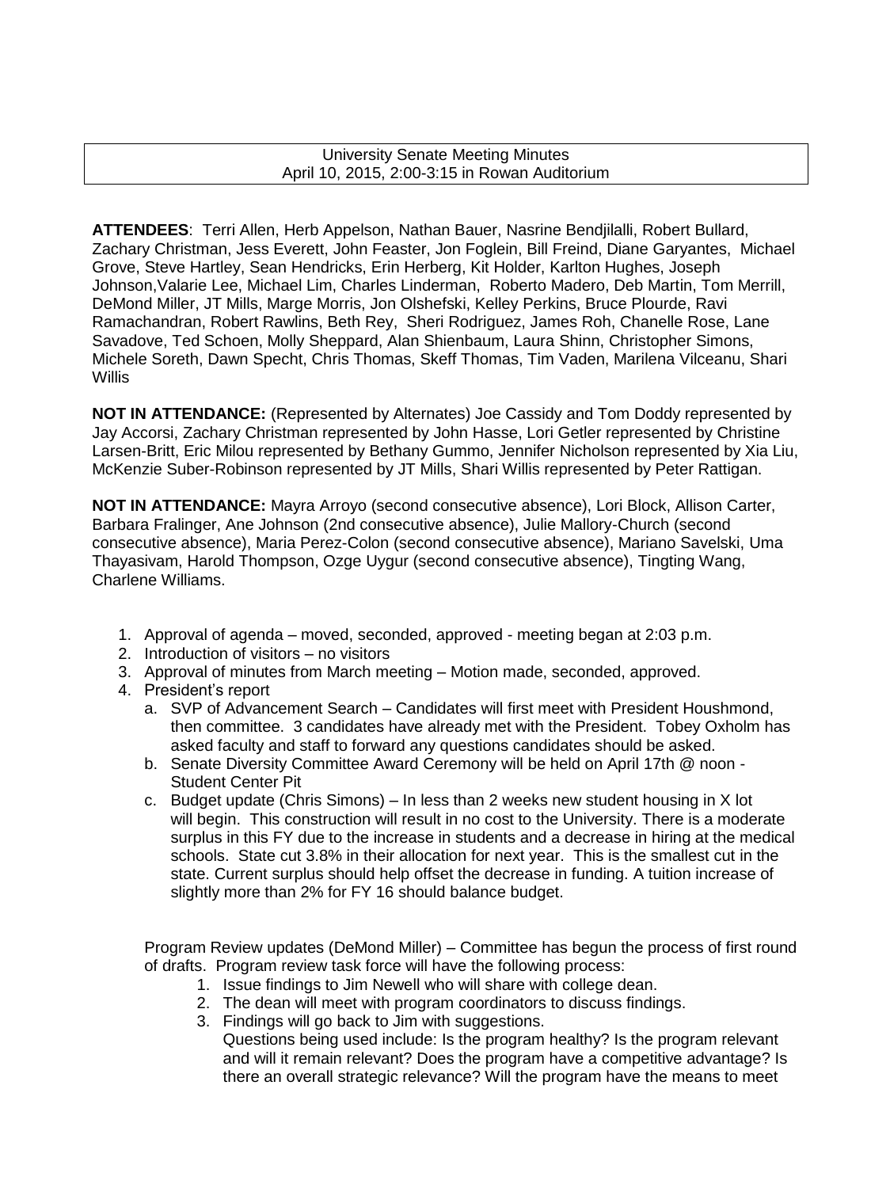University Senate Meeting Minutes
April 10, 2015, 2:00-3:15 in Rowan Auditorium

**ATTENDEES**: Terri Allen, Herb Appelson, Nathan Bauer, Nasrine Bendjilalli, Robert Bullard, Zachary Christman, Jess Everett, John Feaster, Jon Foglein, Bill Freind, Diane Garyantes, Michael Grove, Steve Hartley, Sean Hendricks, Erin Herberg, Kit Holder, Karlton Hughes, Joseph Johnson,Valarie Lee, Michael Lim, Charles Linderman, Roberto Madero, Deb Martin, Tom Merrill, DeMond Miller, JT Mills, Marge Morris, Jon Olshefski, Kelley Perkins, Bruce Plourde, Ravi Ramachandran, Robert Rawlins, Beth Rey, Sheri Rodriguez, James Roh, Chanelle Rose, Lane Savadove, Ted Schoen, Molly Sheppard, Alan Shienbaum, Laura Shinn, Christopher Simons, Michele Soreth, Dawn Specht, Chris Thomas, Skeff Thomas, Tim Vaden, Marilena Vilceanu, Shari Willis

**NOT IN ATTENDANCE:** (Represented by Alternates) Joe Cassidy and Tom Doddy represented by Jay Accorsi, Zachary Christman represented by John Hasse, Lori Getler represented by Christine Larsen-Britt, Eric Milou represented by Bethany Gummo, Jennifer Nicholson represented by Xia Liu, McKenzie Suber-Robinson represented by JT Mills, Shari Willis represented by Peter Rattigan.

**NOT IN ATTENDANCE:** Mayra Arroyo (second consecutive absence), Lori Block, Allison Carter, Barbara Fralinger, Ane Johnson (2nd consecutive absence), Julie Mallory-Church (second consecutive absence), Maria Perez-Colon (second consecutive absence), Mariano Savelski, Uma Thayasivam, Harold Thompson, Ozge Uygur (second consecutive absence), Tingting Wang, Charlene Williams.

1. Approval of agenda – moved, seconded, approved - meeting began at 2:03 p.m.
2. Introduction of visitors – no visitors
3. Approval of minutes from March meeting – Motion made, seconded, approved.
4. President's report
   a. SVP of Advancement Search – Candidates will first meet with President Houshmond, then committee. 3 candidates have already met with the President. Tobey Oxholm has asked faculty and staff to forward any questions candidates should be asked.
   b. Senate Diversity Committee Award Ceremony will be held on April 17th @ noon - Student Center Pit
   c. Budget update (Chris Simons) – In less than 2 weeks new student housing in X lot will begin. This construction will result in no cost to the University. There is a moderate surplus in this FY due to the increase in students and a decrease in hiring at the medical schools. State cut 3.8% in their allocation for next year. This is the smallest cut in the state. Current surplus should help offset the decrease in funding. A tuition increase of slightly more than 2% for FY 16 should balance budget.

   Program Review updates (DeMond Miller) – Committee has begun the process of first round of drafts. Program review task force will have the following process:
      1. Issue findings to Jim Newell who will share with college dean.
      2. The dean will meet with program coordinators to discuss findings.
      3. Findings will go back to Jim with suggestions.
      Questions being used include: Is the program healthy? Is the program relevant and will it remain relevant? Does the program have a competitive advantage? Is there an overall strategic relevance? Will the program have the means to meet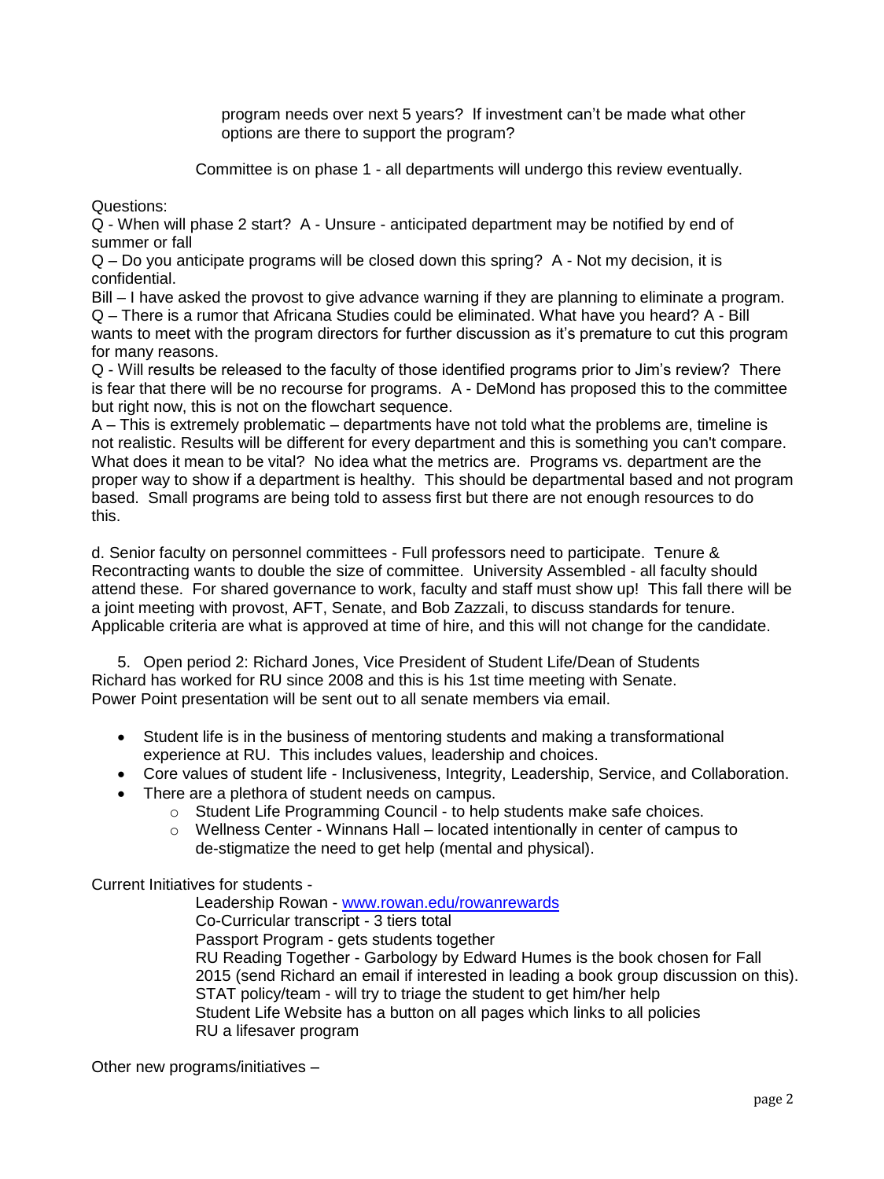program needs over next 5 years? If investment can't be made what other options are there to support the program?

Committee is on phase 1 - all departments will undergo this review eventually.

Questions:
Q - When will phase 2 start? A - Unsure - anticipated department may be notified by end of summer or fall
Q – Do you anticipate programs will be closed down this spring? A - Not my decision, it is confidential.
Bill – I have asked the provost to give advance warning if they are planning to eliminate a program.
Q – There is a rumor that Africana Studies could be eliminated. What have you heard? A - Bill wants to meet with the program directors for further discussion as it's premature to cut this program for many reasons.
Q - Will results be released to the faculty of those identified programs prior to Jim's review? There is fear that there will be no recourse for programs. A - DeMond has proposed this to the committee but right now, this is not on the flowchart sequence.
A – This is extremely problematic – departments have not told what the problems are, timeline is not realistic. Results will be different for every department and this is something you can't compare. What does it mean to be vital? No idea what the metrics are. Programs vs. department are the proper way to show if a department is healthy. This should be departmental based and not program based. Small programs are being told to assess first but there are not enough resources to do this.

d. Senior faculty on personnel committees - Full professors need to participate. Tenure & Recontracting wants to double the size of committee. University Assembled - all faculty should attend these. For shared governance to work, faculty and staff must show up! This fall there will be a joint meeting with provost, AFT, Senate, and Bob Zazzali, to discuss standards for tenure. Applicable criteria are what is approved at time of hire, and this will not change for the candidate.

5. Open period 2: Richard Jones, Vice President of Student Life/Dean of Students
Richard has worked for RU since 2008 and this is his 1st time meeting with Senate.
Power Point presentation will be sent out to all senate members via email.

- Student life is in the business of mentoring students and making a transformational experience at RU. This includes values, leadership and choices.
- Core values of student life - Inclusiveness, Integrity, Leadership, Service, and Collaboration.
- There are a plethora of student needs on campus.
  - Student Life Programming Council - to help students make safe choices.
  - Wellness Center - Winnans Hall – located intentionally in center of campus to de-stigmatize the need to get help (mental and physical).

Current Initiatives for students -

Leadership Rowan - www.rowan.edu/rowanrewards
Co-Curricular transcript - 3 tiers total
Passport Program - gets students together
RU Reading Together - Garbology by Edward Humes is the book chosen for Fall 2015 (send Richard an email if interested in leading a book group discussion on this).
STAT policy/team - will try to triage the student to get him/her help
Student Life Website has a button on all pages which links to all policies
RU a lifesaver program

Other new programs/initiatives –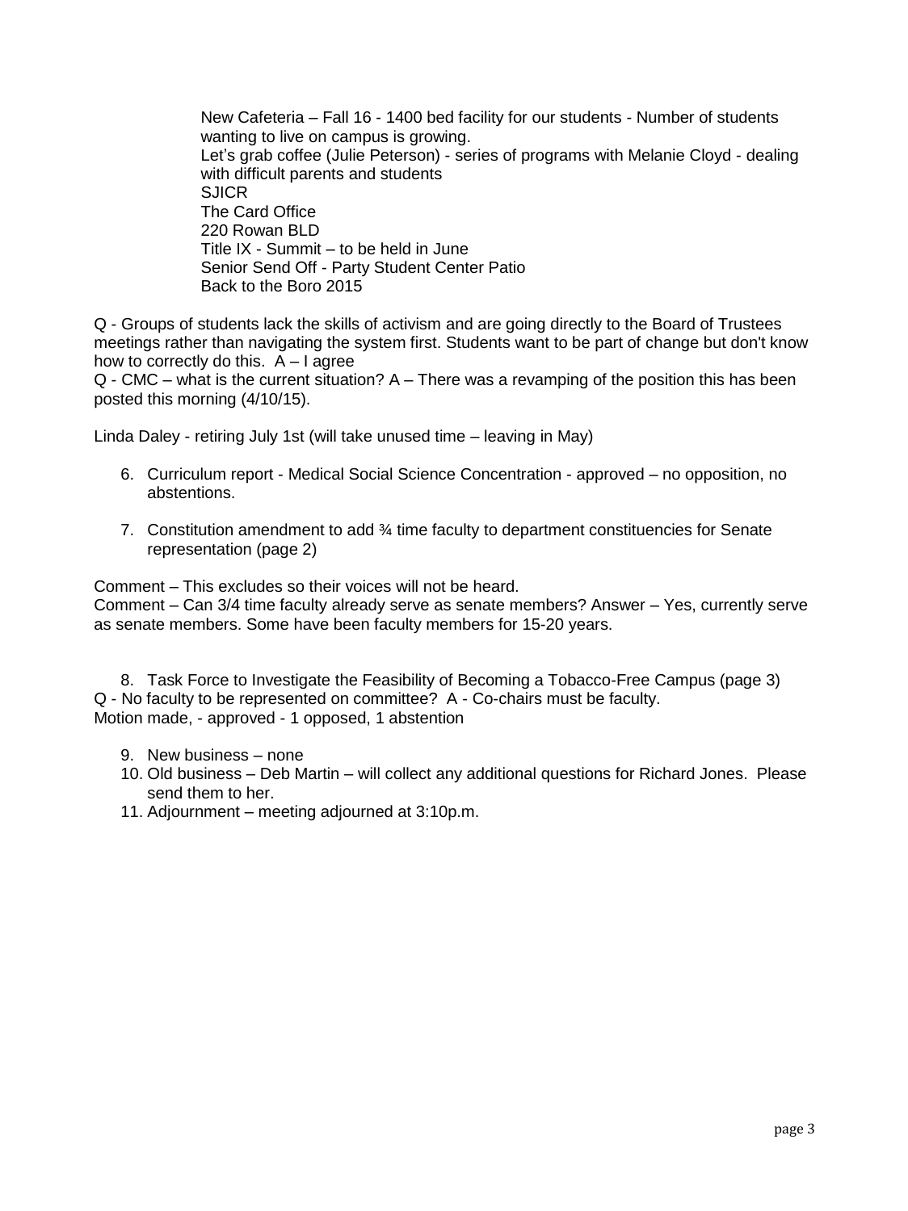New Cafeteria – Fall 16 - 1400 bed facility for our students - Number of students wanting to live on campus is growing.
Let's grab coffee (Julie Peterson) - series of programs with Melanie Cloyd - dealing with difficult parents and students
SJICR
The Card Office
220 Rowan BLD
Title IX - Summit – to be held in June
Senior Send Off - Party Student Center Patio
Back to the Boro 2015

Q - Groups of students lack the skills of activism and are going directly to the Board of Trustees meetings rather than navigating the system first. Students want to be part of change but don't know how to correctly do this. A – I agree
Q - CMC – what is the current situation? A – There was a revamping of the position this has been posted this morning (4/10/15).

Linda Daley - retiring July 1st (will take unused time – leaving in May)

6. Curriculum report - Medical Social Science Concentration - approved – no opposition, no abstentions.

7. Constitution amendment to add ¾ time faculty to department constituencies for Senate representation (page 2)

Comment – This excludes so their voices will not be heard.
Comment – Can 3/4 time faculty already serve as senate members? Answer – Yes, currently serve as senate members. Some have been faculty members for 15-20 years.

8. Task Force to Investigate the Feasibility of Becoming a Tobacco-Free Campus (page 3)

Q - No faculty to be represented on committee? A - Co-chairs must be faculty.
Motion made, - approved - 1 opposed, 1 abstention

9. New business – none
10. Old business – Deb Martin – will collect any additional questions for Richard Jones. Please send them to her.
11. Adjournment – meeting adjourned at 3:10p.m.